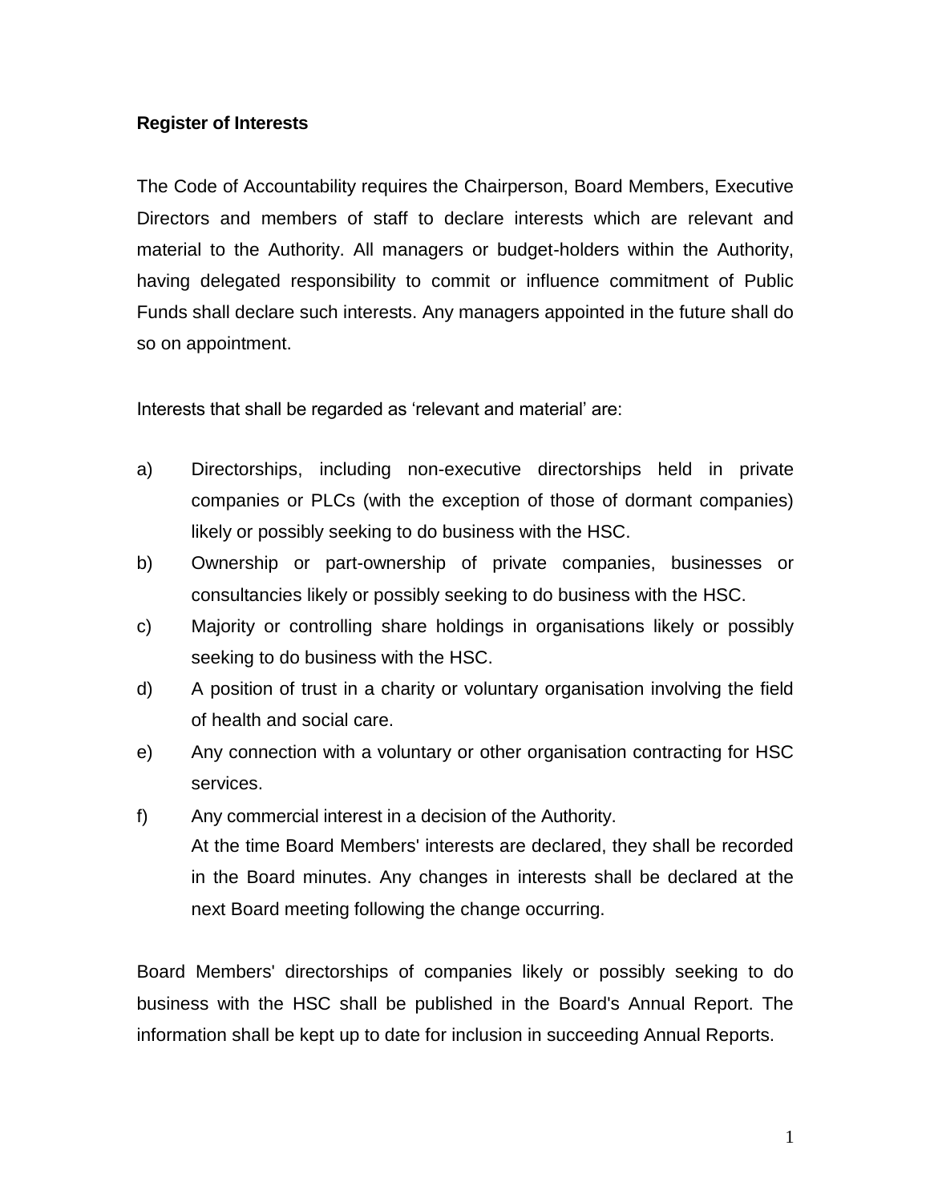**Register of Interests**

The Code of Accountability requires the Chairperson, Board Members, Executive Directors and members of staff to declare interests which are relevant and material to the Authority. All managers or budget-holders within the Authority, having delegated responsibility to commit or influence commitment of Public Funds shall declare such interests. Any managers appointed in the future shall do so on appointment.

Interests that shall be regarded as 'relevant and material' are:

a) Directorships, including non-executive directorships held in private companies or PLCs (with the exception of those of dormant companies) likely or possibly seeking to do business with the HSC.
b) Ownership or part-ownership of private companies, businesses or consultancies likely or possibly seeking to do business with the HSC.
c) Majority or controlling share holdings in organisations likely or possibly seeking to do business with the HSC.
d) A position of trust in a charity or voluntary organisation involving the field of health and social care.
e) Any connection with a voluntary or other organisation contracting for HSC services.
f) Any commercial interest in a decision of the Authority.
   At the time Board Members' interests are declared, they shall be recorded in the Board minutes. Any changes in interests shall be declared at the next Board meeting following the change occurring.

Board Members' directorships of companies likely or possibly seeking to do business with the HSC shall be published in the Board's Annual Report. The information shall be kept up to date for inclusion in succeeding Annual Reports.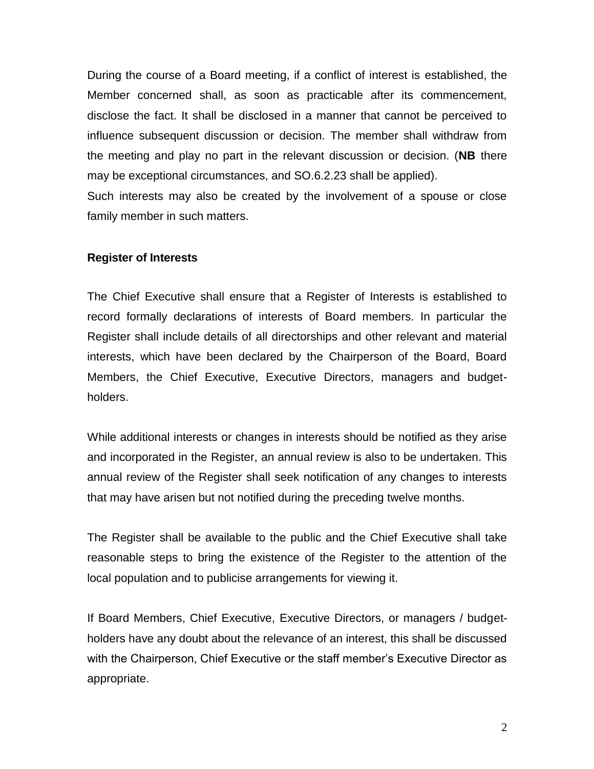During the course of a Board meeting, if a conflict of interest is established, the Member concerned shall, as soon as practicable after its commencement, disclose the fact. It shall be disclosed in a manner that cannot be perceived to influence subsequent discussion or decision. The member shall withdraw from the meeting and play no part in the relevant discussion or decision. (**NB** there may be exceptional circumstances, and SO.6.2.23 shall be applied).
Such interests may also be created by the involvement of a spouse or close family member in such matters.

**Register of Interests**

The Chief Executive shall ensure that a Register of Interests is established to record formally declarations of interests of Board members. In particular the Register shall include details of all directorships and other relevant and material interests, which have been declared by the Chairperson of the Board, Board Members, the Chief Executive, Executive Directors, managers and budget-holders.

While additional interests or changes in interests should be notified as they arise and incorporated in the Register, an annual review is also to be undertaken. This annual review of the Register shall seek notification of any changes to interests that may have arisen but not notified during the preceding twelve months.

The Register shall be available to the public and the Chief Executive shall take reasonable steps to bring the existence of the Register to the attention of the local population and to publicise arrangements for viewing it.

If Board Members, Chief Executive, Executive Directors, or managers / budget-holders have any doubt about the relevance of an interest, this shall be discussed with the Chairperson, Chief Executive or the staff member's Executive Director as appropriate.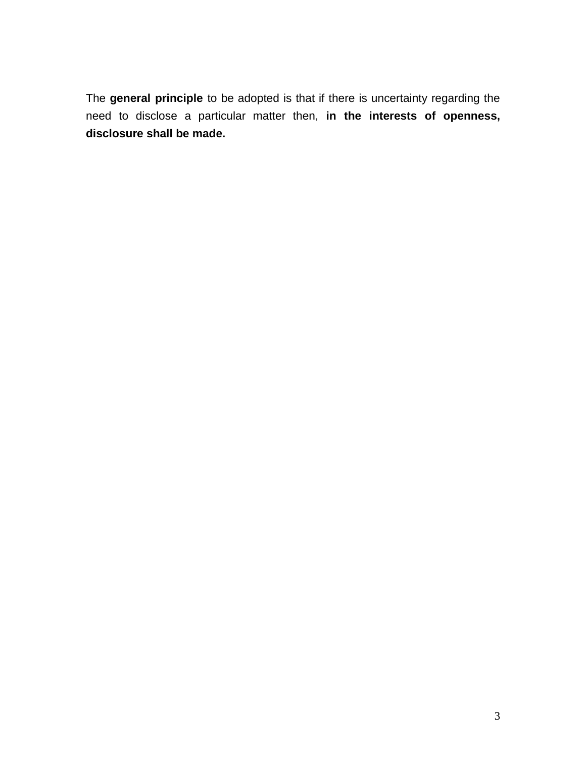The **general principle** to be adopted is that if there is uncertainty regarding the need to disclose a particular matter then, **in the interests of openness, disclosure shall be made.**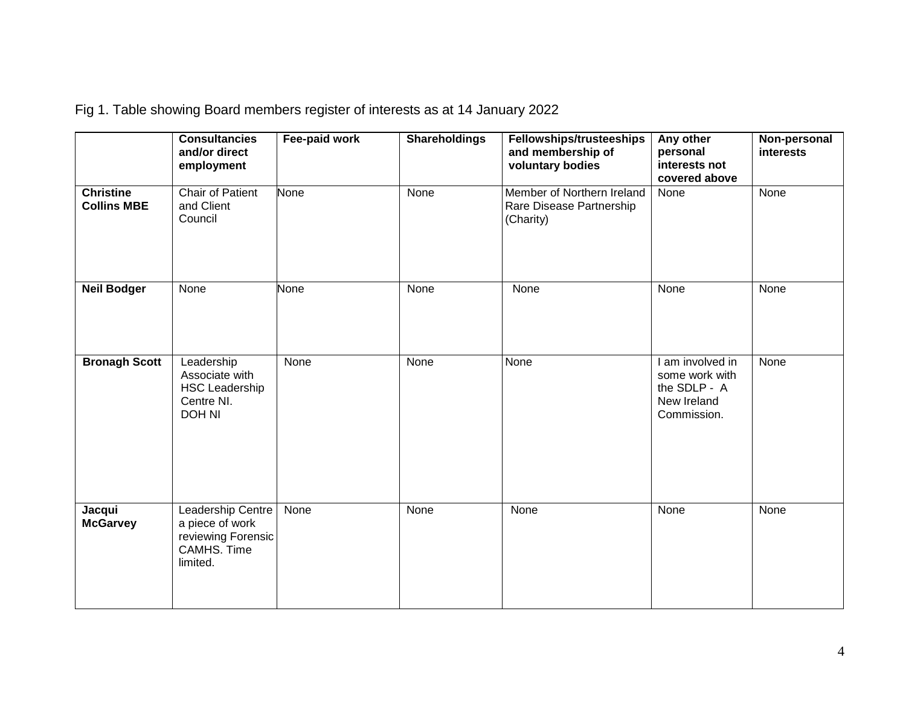Fig 1. Table showing Board members register of interests as at 14 January 2022

| | Consultancies and/or direct employment | Fee-paid work | Shareholdings | Fellowships/trusteeships and membership of voluntary bodies | Any other personal interests not covered above | Non-personal interests |
|---|---|---|---|---|---|---|
| **Christine Collins MBE** | Chair of Patient and Client Council | None | None | Member of Northern Ireland Rare Disease Partnership (Charity) | None | None |
| **Neil Bodger** | None | None | None | None | None | None |
| **Bronagh Scott** | Leadership Associate with HSC Leadership Centre NI. DOH NI | None | None | None | I am involved in some work with the SDLP - A New Ireland Commission. | None |
| **Jacqui McGarvey** | Leadership Centre a piece of work reviewing Forensic CAMHS. Time limited. | None | None | None | None | None |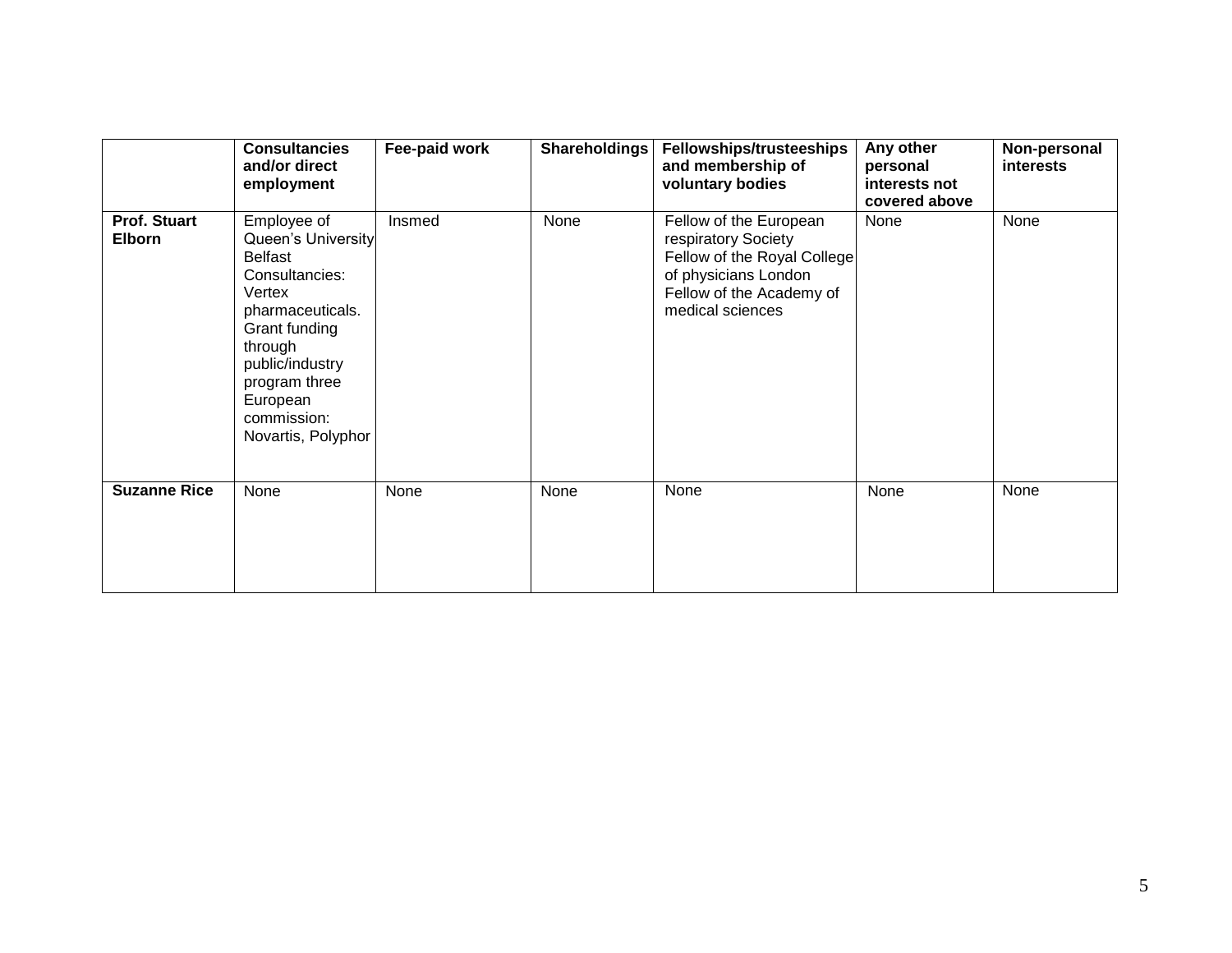| | Consultancies and/or direct employment | Fee-paid work | Shareholdings | Fellowships/trusteeships and membership of voluntary bodies | Any other personal interests not covered above | Non-personal interests |
|---|---|---|---|---|---|---|
| **Prof. Stuart Elborn** | Employee of Queen's University Belfast Consultancies: Vertex pharmaceuticals. Grant funding through public/industry program three European commission: Novartis, Polyphor | Insmed | None | Fellow of the European respiratory Society Fellow of the Royal College of physicians London Fellow of the Academy of medical sciences | None | None |
| **Suzanne Rice** | None | None | None | None | None | None |